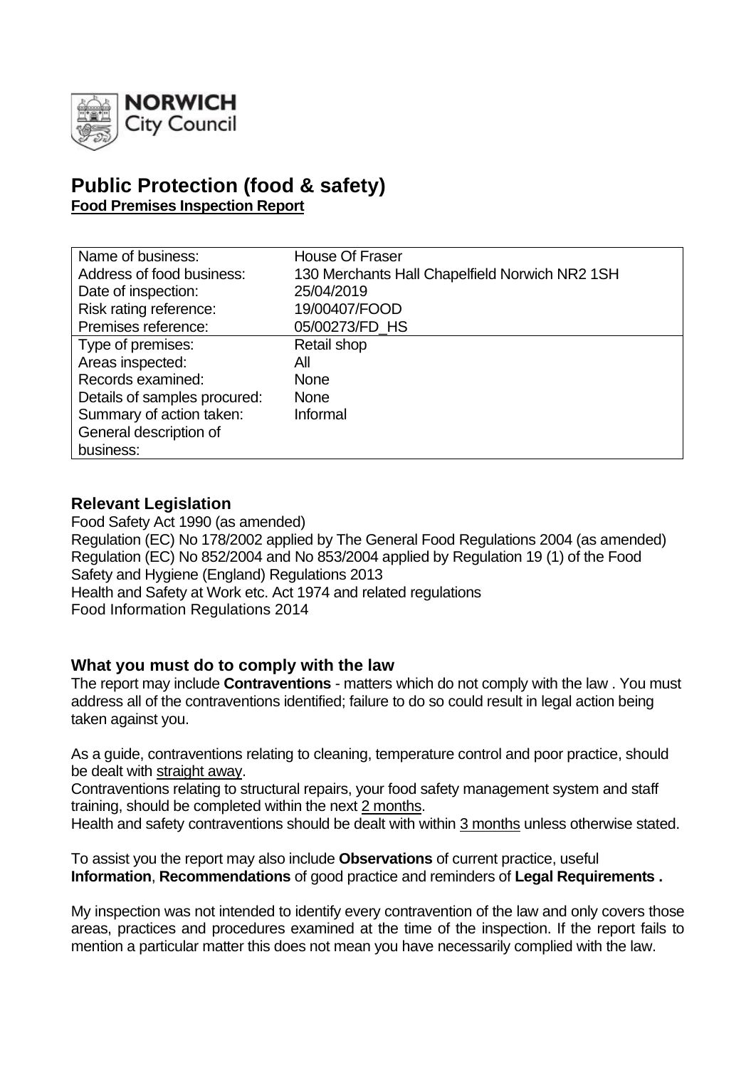**NORWICH** City Council

# Public Protection (food & safety)

**Food Premises Inspection Report**

| Name of business: | House Of Fraser |
|---|---|
| Address of food business: | 130 Merchants Hall Chapelfield Norwich NR2 1SH |
| Date of inspection: | 25/04/2019 |
| Risk rating reference: | 19/00407/FOOD |
| Premises reference: | 05/00273/FD_HS |
| Type of premises: | Retail shop |
| Areas inspected: | All |
| Records examined: | None |
| Details of samples procured: | None |
| Summary of action taken: | Informal |
| General description of business: | |

## Relevant Legislation

Food Safety Act 1990 (as amended)
Regulation (EC) No 178/2002 applied by The General Food Regulations 2004 (as amended)
Regulation (EC) No 852/2004 and No 853/2004 applied by Regulation 19 (1) of the Food Safety and Hygiene (England) Regulations 2013
Health and Safety at Work etc. Act 1974 and related regulations
Food Information Regulations 2014

## What you must do to comply with the law

The report may include **Contraventions** - matters which do not comply with the law . You must address all of the contraventions identified; failure to do so could result in legal action being taken against you.

As a guide, contraventions relating to cleaning, temperature control and poor practice, should be dealt with straight away.
Contraventions relating to structural repairs, your food safety management system and staff training, should be completed within the next 2 months.
Health and safety contraventions should be dealt with within 3 months unless otherwise stated.

To assist you the report may also include **Observations** of current practice, useful **Information**, **Recommendations** of good practice and reminders of **Legal Requirements .**

My inspection was not intended to identify every contravention of the law and only covers those areas, practices and procedures examined at the time of the inspection. If the report fails to mention a particular matter this does not mean you have necessarily complied with the law.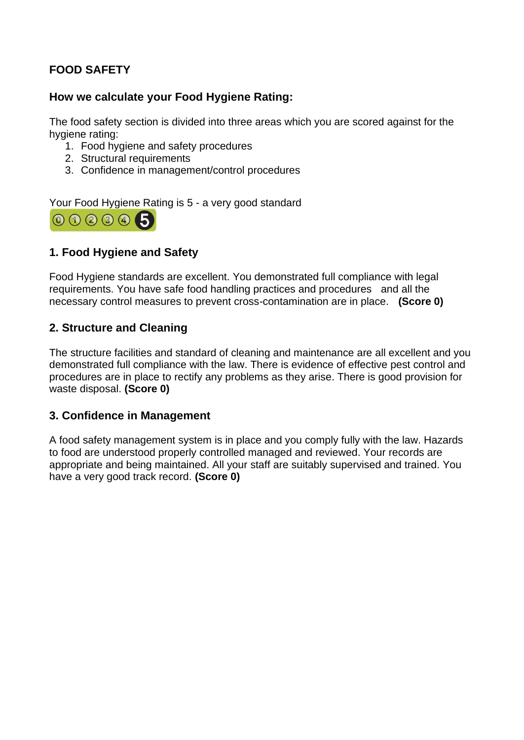## FOOD SAFETY

### How we calculate your Food Hygiene Rating:

The food safety section is divided into three areas which you are scored against for the hygiene rating:

1. Food hygiene and safety procedures
2. Structural requirements
3. Confidence in management/control procedures

Your Food Hygiene Rating is 5 - a very good standard

### 1. Food Hygiene and Safety

Food Hygiene standards are excellent. You demonstrated full compliance with legal requirements. You have safe food handling practices and procedures and all the necessary control measures to prevent cross-contamination are in place. **(Score 0)**

### 2. Structure and Cleaning

The structure facilities and standard of cleaning and maintenance are all excellent and you demonstrated full compliance with the law. There is evidence of effective pest control and procedures are in place to rectify any problems as they arise. There is good provision for waste disposal. **(Score 0)**

### 3. Confidence in Management

A food safety management system is in place and you comply fully with the law. Hazards to food are understood properly controlled managed and reviewed. Your records are appropriate and being maintained. All your staff are suitably supervised and trained. You have a very good track record. **(Score 0)**